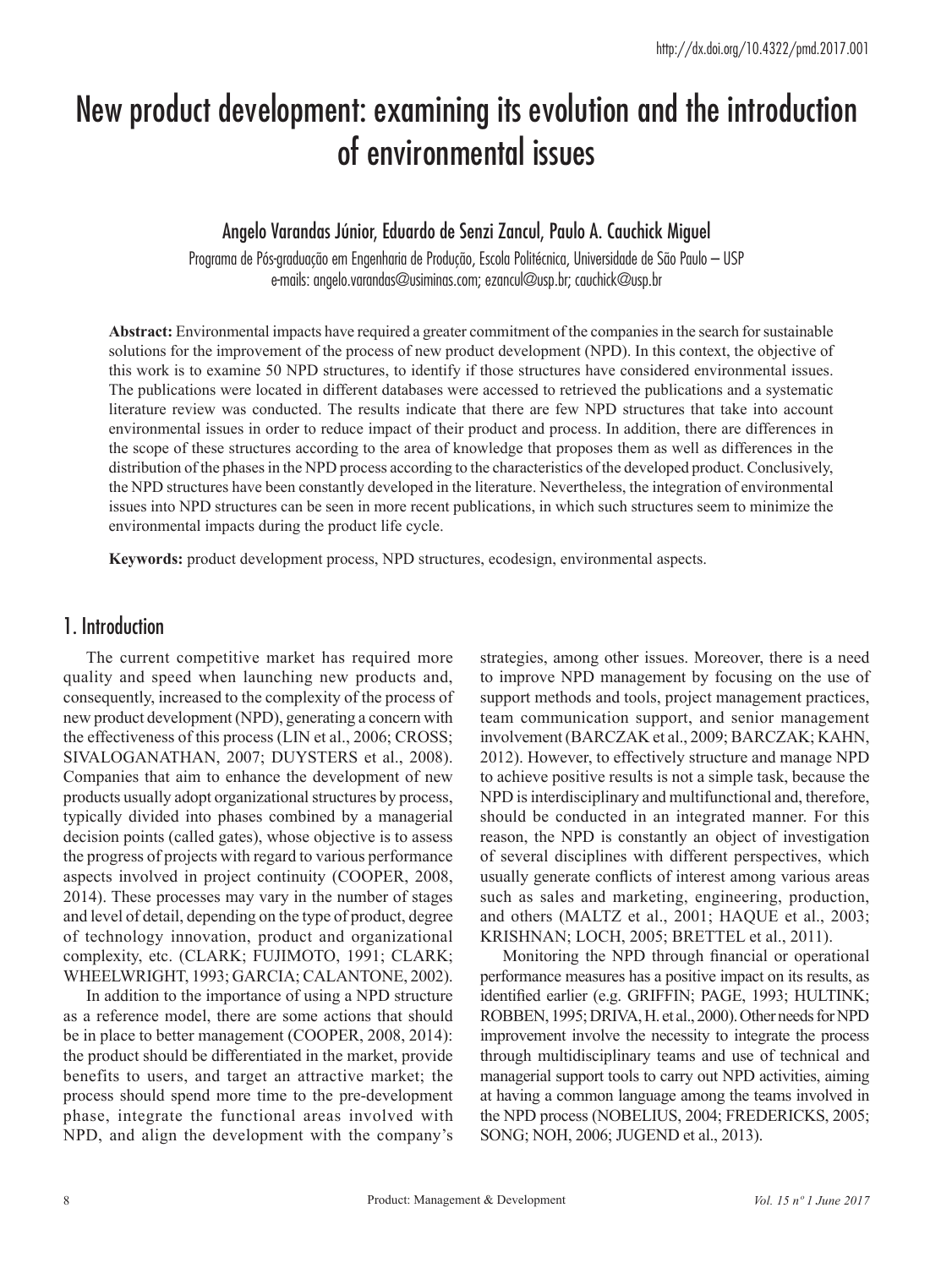http://dx.doi.org/10.4322/pmd.2017.001

# New product development: examining its evolution and the introduction of environmental issues

Angelo Varandas Júnior, Eduardo de Senzi Zancul, Paulo A. Cauchick Miguel

Programa de Pós-graduação em Engenharia de Produção, Escola Politécnica, Universidade de São Paulo – USP
e-mails: angelo.varandas@usiminas.com; ezancul@usp.br; cauchick@usp.br

**Abstract:** Environmental impacts have required a greater commitment of the companies in the search for sustainable solutions for the improvement of the process of new product development (NPD). In this context, the objective of this work is to examine 50 NPD structures, to identify if those structures have considered environmental issues. The publications were located in different databases were accessed to retrieved the publications and a systematic literature review was conducted. The results indicate that there are few NPD structures that take into account environmental issues in order to reduce impact of their product and process. In addition, there are differences in the scope of these structures according to the area of knowledge that proposes them as well as differences in the distribution of the phases in the NPD process according to the characteristics of the developed product. Conclusively, the NPD structures have been constantly developed in the literature. Nevertheless, the integration of environmental issues into NPD structures can be seen in more recent publications, in which such structures seem to minimize the environmental impacts during the product life cycle.

**Keywords:** product development process, NPD structures, ecodesign, environmental aspects.

## 1. Introduction

The current competitive market has required more quality and speed when launching new products and, consequently, increased to the complexity of the process of new product development (NPD), generating a concern with the effectiveness of this process (LIN et al., 2006; CROSS; SIVALOGANATHAN, 2007; DUYSTERS et al., 2008). Companies that aim to enhance the development of new products usually adopt organizational structures by process, typically divided into phases combined by a managerial decision points (called gates), whose objective is to assess the progress of projects with regard to various performance aspects involved in project continuity (COOPER, 2008, 2014). These processes may vary in the number of stages and level of detail, depending on the type of product, degree of technology innovation, product and organizational complexity, etc. (CLARK; FUJIMOTO, 1991; CLARK; WHEELWRIGHT, 1993; GARCIA; CALANTONE, 2002).

In addition to the importance of using a NPD structure as a reference model, there are some actions that should be in place to better management (COOPER, 2008, 2014): the product should be differentiated in the market, provide benefits to users, and target an attractive market; the process should spend more time to the pre-development phase, integrate the functional areas involved with NPD, and align the development with the company's strategies, among other issues. Moreover, there is a need to improve NPD management by focusing on the use of support methods and tools, project management practices, team communication support, and senior management involvement (BARCZAK et al., 2009; BARCZAK; KAHN, 2012). However, to effectively structure and manage NPD to achieve positive results is not a simple task, because the NPD is interdisciplinary and multifunctional and, therefore, should be conducted in an integrated manner. For this reason, the NPD is constantly an object of investigation of several disciplines with different perspectives, which usually generate conflicts of interest among various areas such as sales and marketing, engineering, production, and others (MALTZ et al., 2001; HAQUE et al., 2003; KRISHNAN; LOCH, 2005; BRETTEL et al., 2011).

Monitoring the NPD through financial or operational performance measures has a positive impact on its results, as identified earlier (e.g. GRIFFIN; PAGE, 1993; HULTINK; ROBBEN, 1995; DRIVA, H. et al., 2000). Other needs for NPD improvement involve the necessity to integrate the process through multidisciplinary teams and use of technical and managerial support tools to carry out NPD activities, aiming at having a common language among the teams involved in the NPD process (NOBELIUS, 2004; FREDERICKS, 2005; SONG; NOH, 2006; JUGEND et al., 2013).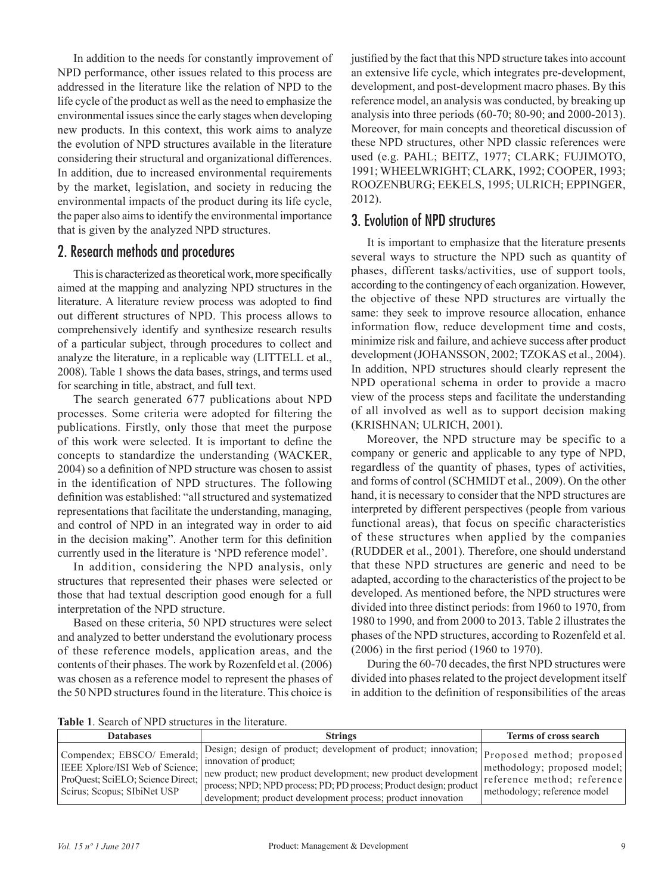In addition to the needs for constantly improvement of NPD performance, other issues related to this process are addressed in the literature like the relation of NPD to the life cycle of the product as well as the need to emphasize the environmental issues since the early stages when developing new products. In this context, this work aims to analyze the evolution of NPD structures available in the literature considering their structural and organizational differences. In addition, due to increased environmental requirements by the market, legislation, and society in reducing the environmental impacts of the product during its life cycle, the paper also aims to identify the environmental importance that is given by the analyzed NPD structures.

## 2. Research methods and procedures

This is characterized as theoretical work, more specifically aimed at the mapping and analyzing NPD structures in the literature. A literature review process was adopted to find out different structures of NPD. This process allows to comprehensively identify and synthesize research results of a particular subject, through procedures to collect and analyze the literature, in a replicable way (LITTELL et al., 2008). Table 1 shows the data bases, strings, and terms used for searching in title, abstract, and full text.

The search generated 677 publications about NPD processes. Some criteria were adopted for filtering the publications. Firstly, only those that meet the purpose of this work were selected. It is important to define the concepts to standardize the understanding (WACKER, 2004) so a definition of NPD structure was chosen to assist in the identification of NPD structures. The following definition was established: "all structured and systematized representations that facilitate the understanding, managing, and control of NPD in an integrated way in order to aid in the decision making". Another term for this definition currently used in the literature is 'NPD reference model'.

In addition, considering the NPD analysis, only structures that represented their phases were selected or those that had textual description good enough for a full interpretation of the NPD structure.

Based on these criteria, 50 NPD structures were select and analyzed to better understand the evolutionary process of these reference models, application areas, and the contents of their phases. The work by Rozenfeld et al. (2006) was chosen as a reference model to represent the phases of the 50 NPD structures found in the literature. This choice is justified by the fact that this NPD structure takes into account an extensive life cycle, which integrates pre-development, development, and post-development macro phases. By this reference model, an analysis was conducted, by breaking up analysis into three periods (60-70; 80-90; and 2000-2013). Moreover, for main concepts and theoretical discussion of these NPD structures, other NPD classic references were used (e.g. PAHL; BEITZ, 1977; CLARK; FUJIMOTO, 1991; WHEELWRIGHT; CLARK, 1992; COOPER, 1993; ROOZENBURG; EEKELS, 1995; ULRICH; EPPINGER, 2012).

## 3. Evolution of NPD structures

It is important to emphasize that the literature presents several ways to structure the NPD such as quantity of phases, different tasks/activities, use of support tools, according to the contingency of each organization. However, the objective of these NPD structures are virtually the same: they seek to improve resource allocation, enhance information flow, reduce development time and costs, minimize risk and failure, and achieve success after product development (JOHANSSON, 2002; TZOKAS et al., 2004). In addition, NPD structures should clearly represent the NPD operational schema in order to provide a macro view of the process steps and facilitate the understanding of all involved as well as to support decision making (KRISHNAN; ULRICH, 2001).

Moreover, the NPD structure may be specific to a company or generic and applicable to any type of NPD, regardless of the quantity of phases, types of activities, and forms of control (SCHMIDT et al., 2009). On the other hand, it is necessary to consider that the NPD structures are interpreted by different perspectives (people from various functional areas), that focus on specific characteristics of these structures when applied by the companies (RUDDER et al., 2001). Therefore, one should understand that these NPD structures are generic and need to be adapted, according to the characteristics of the project to be developed. As mentioned before, the NPD structures were divided into three distinct periods: from 1960 to 1970, from 1980 to 1990, and from 2000 to 2013. Table 2 illustrates the phases of the NPD structures, according to Rozenfeld et al. (2006) in the first period (1960 to 1970).

During the 60-70 decades, the first NPD structures were divided into phases related to the project development itself in addition to the definition of responsibilities of the areas

**Table 1**. Search of NPD structures in the literature.

| Databases | Strings | Terms of cross search |
|---|---|---|
| Compendex; EBSCO/ Emerald; IEEE Xplore/ISI Web of Science; ProQuest; SciELO; Science Direct; Scirus; Scopus; SIbiNet USP | Design; design of product; development of product; innovation; innovation of product; new product; new product development; new product development process; NPD; NPD process; PD; PD process; Product design; product development; product development process; product innovation | Proposed method; proposed methodology; proposed model; reference method; reference methodology; reference model |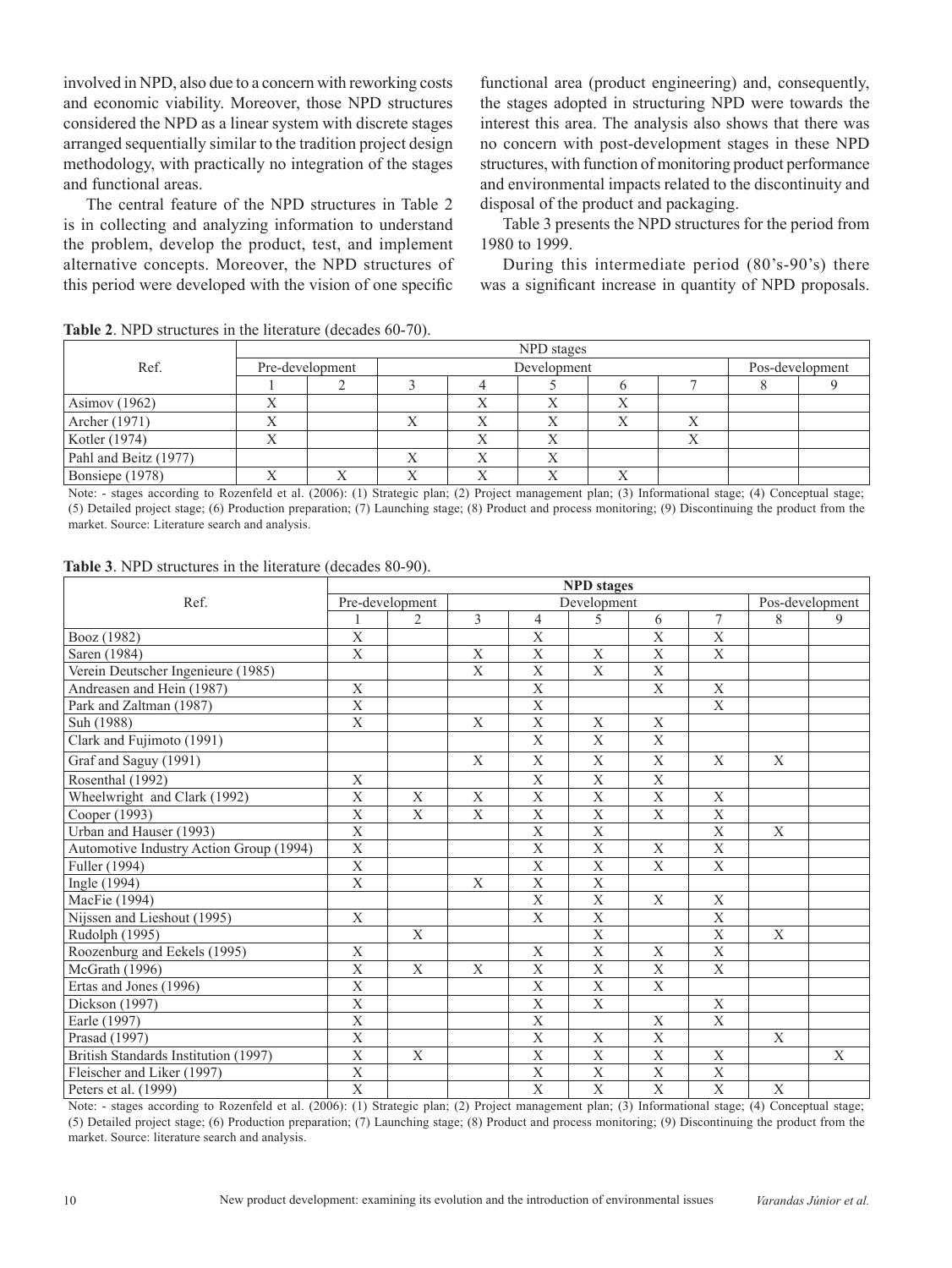involved in NPD, also due to a concern with reworking costs and economic viability. Moreover, those NPD structures considered the NPD as a linear system with discrete stages arranged sequentially similar to the tradition project design methodology, with practically no integration of the stages and functional areas.

The central feature of the NPD structures in Table 2 is in collecting and analyzing information to understand the problem, develop the product, test, and implement alternative concepts. Moreover, the NPD structures of this period were developed with the vision of one specific functional area (product engineering) and, consequently, the stages adopted in structuring NPD were towards the interest this area. The analysis also shows that there was no concern with post-development stages in these NPD structures, with function of monitoring product performance and environmental impacts related to the discontinuity and disposal of the product and packaging.

Table 3 presents the NPD structures for the period from 1980 to 1999.

During this intermediate period (80's-90's) there was a significant increase in quantity of NPD proposals.

**Table 2**. NPD structures in the literature (decades 60-70).

| Ref. | NPD stages | | | | | | | | |
|---|---|---|---|---|---|---|---|---|---|
| | Pre-development | | Development | | | | | Pos-development | |
| | 1 | 2 | 3 | 4 | 5 | 6 | 7 | 8 | 9 |
| Asimov (1962) | X | | | X | X | X | | | |
| Archer (1971) | X | | X | X | X | X | X | | |
| Kotler (1974) | X | | | X | X | | X | | |
| Pahl and Beitz (1977) | | | X | X | X | | | | |
| Bonsiepe (1978) | X | X | X | X | X | X | | | |

Note: - stages according to Rozenfeld et al. (2006): (1) Strategic plan; (2) Project management plan; (3) Informational stage; (4) Conceptual stage; (5) Detailed project stage; (6) Production preparation; (7) Launching stage; (8) Product and process monitoring; (9) Discontinuing the product from the market. Source: Literature search and analysis.

**Table 3**. NPD structures in the literature (decades 80-90).

| Ref. | **NPD stages** | | | | | | | | |
|---|---|---|---|---|---|---|---|---|---|
| | Pre-development | | Development | | | | | Pos-development | |
| | 1 | 2 | 3 | 4 | 5 | 6 | 7 | 8 | 9 |
| Booz (1982) | X | | | X | | X | X | | |
| Saren (1984) | X | | X | X | X | X | X | | |
| Verein Deutscher Ingenieure (1985) | | | X | X | X | X | | | |
| Andreasen and Hein (1987) | X | | | X | | X | X | | |
| Park and Zaltman (1987) | X | | | X | | | X | | |
| Suh (1988) | X | | X | X | X | X | | | |
| Clark and Fujimoto (1991) | | | | X | X | X | | | |
| Graf and Saguy (1991) | | | X | X | X | X | X | X | |
| Rosenthal (1992) | X | | | X | X | X | | | |
| Wheelwright and Clark (1992) | X | X | X | X | X | X | X | | |
| Cooper (1993) | X | X | X | X | X | X | X | | |
| Urban and Hauser (1993) | X | | | X | X | | X | X | |
| Automotive Industry Action Group (1994) | X | | | X | X | X | X | | |
| Fuller (1994) | X | | | X | X | X | X | | |
| Ingle (1994) | X | | X | X | X | | | | |
| MacFie (1994) | | | | X | X | X | X | | |
| Nijssen and Lieshout (1995) | X | | | X | X | | X | | |
| Rudolph (1995) | | X | | | X | | X | X | |
| Roozenburg and Eekels (1995) | X | | | X | X | X | X | | |
| McGrath (1996) | X | X | X | X | X | X | X | | |
| Ertas and Jones (1996) | X | | | X | X | X | | | |
| Dickson (1997) | X | | | X | X | | X | | |
| Earle (1997) | X | | | X | | X | X | | |
| Prasad (1997) | X | | | X | X | X | | X | |
| British Standards Institution (1997) | X | X | | X | X | X | X | | X |
| Fleischer and Liker (1997) | X | | | X | X | X | X | | |
| Peters et al. (1999) | X | | | X | X | X | X | X | |

Note: - stages according to Rozenfeld et al. (2006): (1) Strategic plan; (2) Project management plan; (3) Informational stage; (4) Conceptual stage; (5) Detailed project stage; (6) Production preparation; (7) Launching stage; (8) Product and process monitoring; (9) Discontinuing the product from the market. Source: literature search and analysis.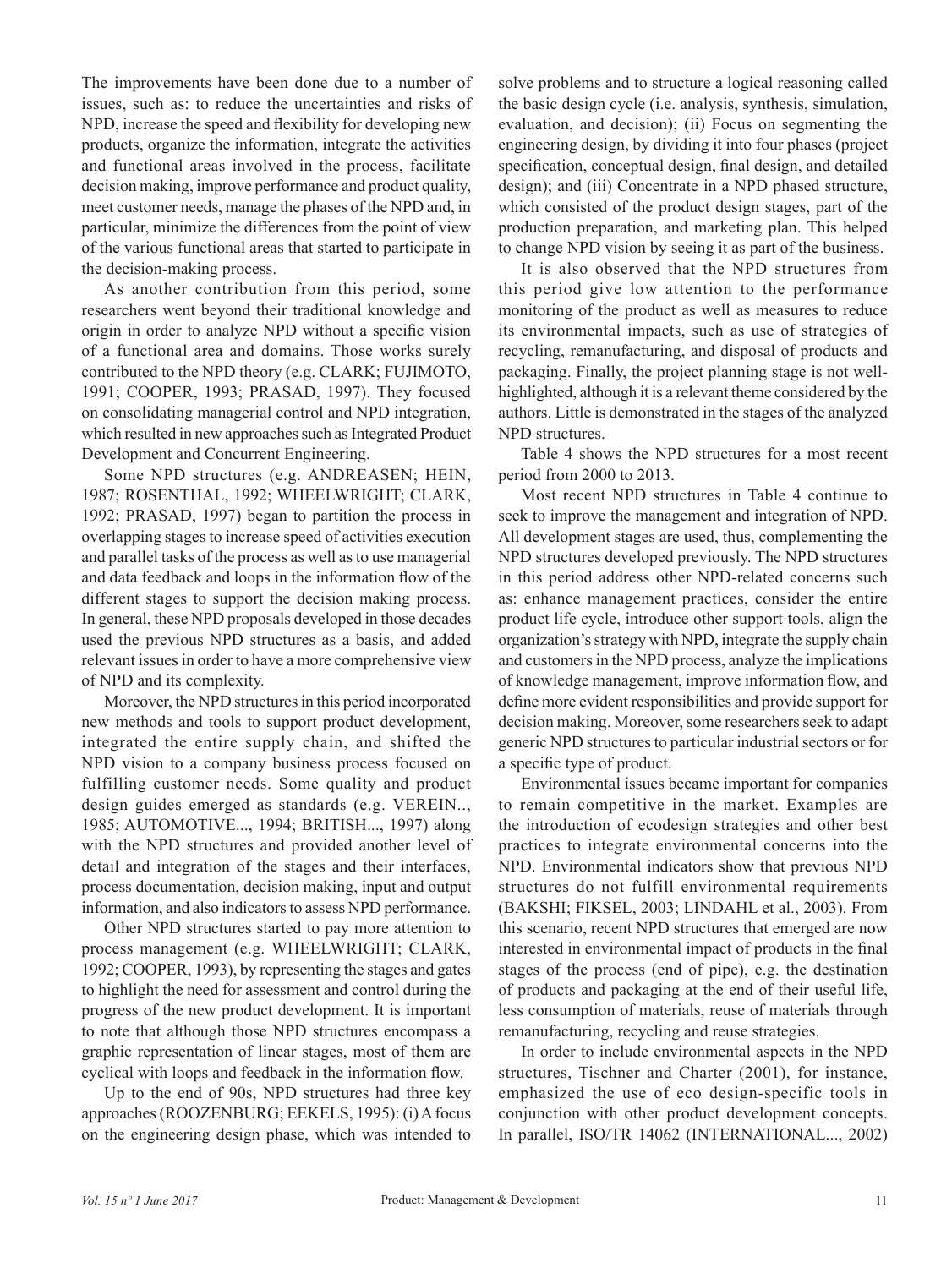The improvements have been done due to a number of issues, such as: to reduce the uncertainties and risks of NPD, increase the speed and flexibility for developing new products, organize the information, integrate the activities and functional areas involved in the process, facilitate decision making, improve performance and product quality, meet customer needs, manage the phases of the NPD and, in particular, minimize the differences from the point of view of the various functional areas that started to participate in the decision-making process.

As another contribution from this period, some researchers went beyond their traditional knowledge and origin in order to analyze NPD without a specific vision of a functional area and domains. Those works surely contributed to the NPD theory (e.g. CLARK; FUJIMOTO, 1991; COOPER, 1993; PRASAD, 1997). They focused on consolidating managerial control and NPD integration, which resulted in new approaches such as Integrated Product Development and Concurrent Engineering.

Some NPD structures (e.g. ANDREASEN; HEIN, 1987; ROSENTHAL, 1992; WHEELWRIGHT; CLARK, 1992; PRASAD, 1997) began to partition the process in overlapping stages to increase speed of activities execution and parallel tasks of the process as well as to use managerial and data feedback and loops in the information flow of the different stages to support the decision making process. In general, these NPD proposals developed in those decades used the previous NPD structures as a basis, and added relevant issues in order to have a more comprehensive view of NPD and its complexity.

Moreover, the NPD structures in this period incorporated new methods and tools to support product development, integrated the entire supply chain, and shifted the NPD vision to a company business process focused on fulfilling customer needs. Some quality and product design guides emerged as standards (e.g. VEREIN.., 1985; AUTOMOTIVE..., 1994; BRITISH..., 1997) along with the NPD structures and provided another level of detail and integration of the stages and their interfaces, process documentation, decision making, input and output information, and also indicators to assess NPD performance.

Other NPD structures started to pay more attention to process management (e.g. WHEELWRIGHT; CLARK, 1992; COOPER, 1993), by representing the stages and gates to highlight the need for assessment and control during the progress of the new product development. It is important to note that although those NPD structures encompass a graphic representation of linear stages, most of them are cyclical with loops and feedback in the information flow.

Up to the end of 90s, NPD structures had three key approaches (ROOZENBURG; EEKELS, 1995): (i) A focus on the engineering design phase, which was intended to solve problems and to structure a logical reasoning called the basic design cycle (i.e. analysis, synthesis, simulation, evaluation, and decision); (ii) Focus on segmenting the engineering design, by dividing it into four phases (project specification, conceptual design, final design, and detailed design); and (iii) Concentrate in a NPD phased structure, which consisted of the product design stages, part of the production preparation, and marketing plan. This helped to change NPD vision by seeing it as part of the business.

It is also observed that the NPD structures from this period give low attention to the performance monitoring of the product as well as measures to reduce its environmental impacts, such as use of strategies of recycling, remanufacturing, and disposal of products and packaging. Finally, the project planning stage is not well-highlighted, although it is a relevant theme considered by the authors. Little is demonstrated in the stages of the analyzed NPD structures.

Table 4 shows the NPD structures for a most recent period from 2000 to 2013.

Most recent NPD structures in Table 4 continue to seek to improve the management and integration of NPD. All development stages are used, thus, complementing the NPD structures developed previously. The NPD structures in this period address other NPD-related concerns such as: enhance management practices, consider the entire product life cycle, introduce other support tools, align the organization's strategy with NPD, integrate the supply chain and customers in the NPD process, analyze the implications of knowledge management, improve information flow, and define more evident responsibilities and provide support for decision making. Moreover, some researchers seek to adapt generic NPD structures to particular industrial sectors or for a specific type of product.

Environmental issues became important for companies to remain competitive in the market. Examples are the introduction of ecodesign strategies and other best practices to integrate environmental concerns into the NPD. Environmental indicators show that previous NPD structures do not fulfill environmental requirements (BAKSHI; FIKSEL, 2003; LINDAHL et al., 2003). From this scenario, recent NPD structures that emerged are now interested in environmental impact of products in the final stages of the process (end of pipe), e.g. the destination of products and packaging at the end of their useful life, less consumption of materials, reuse of materials through remanufacturing, recycling and reuse strategies.

In order to include environmental aspects in the NPD structures, Tischner and Charter (2001), for instance, emphasized the use of eco design-specific tools in conjunction with other product development concepts. In parallel, ISO/TR 14062 (INTERNATIONAL..., 2002)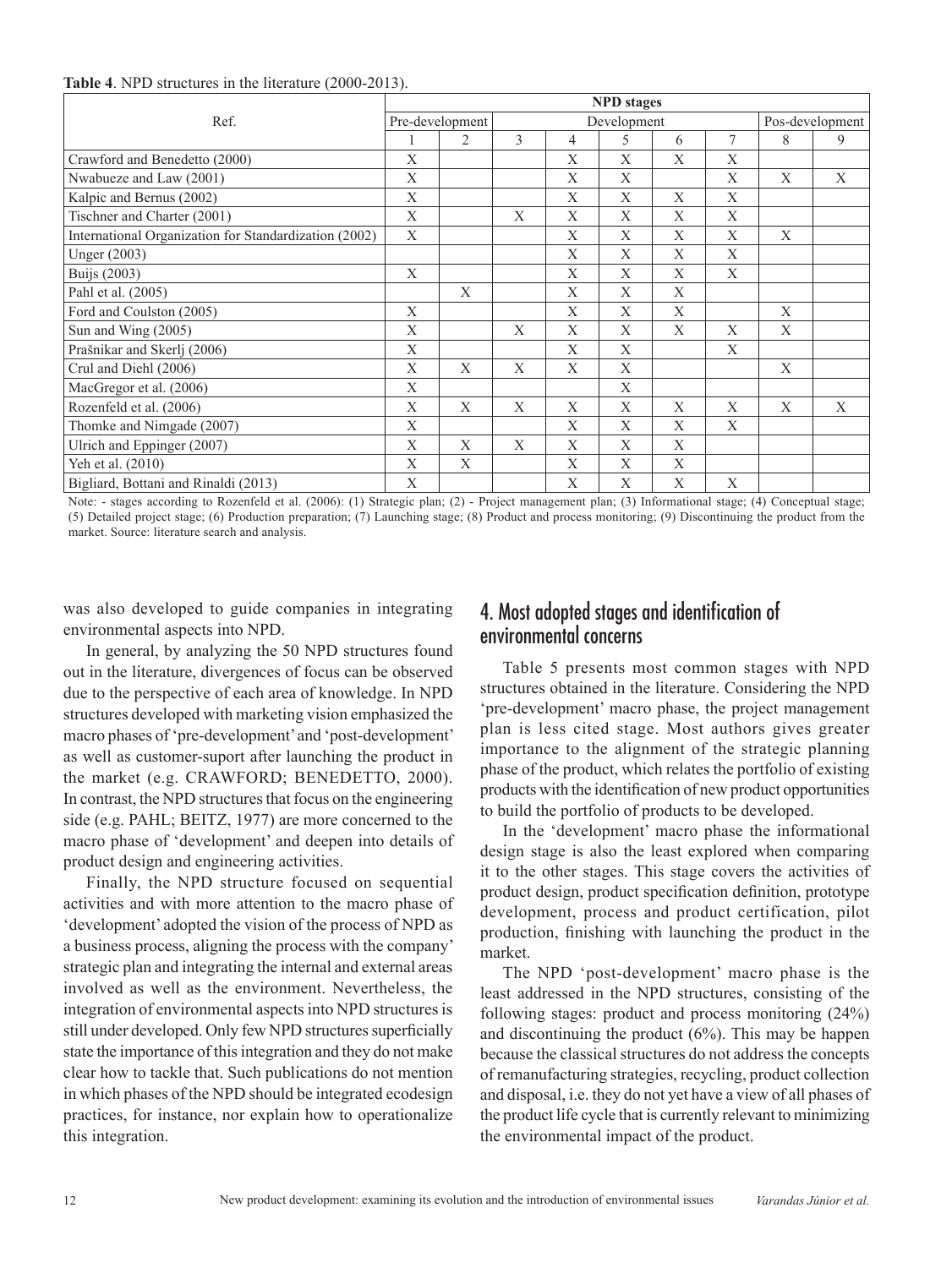**Table 4**. NPD structures in the literature (2000-2013).

| Ref. | NPD stages | | | | | | | | |
|---|---|---|---|---|---|---|---|---|---|
| | Pre-development | | Development | | | | | Pos-development | |
| | 1 | 2 | 3 | 4 | 5 | 6 | 7 | 8 | 9 |
| Crawford and Benedetto (2000) | X | | | X | X | X | X | | |
| Nwabueze and Law (2001) | X | | | X | X | | X | X | X |
| Kalpic and Bernus (2002) | X | | | X | X | X | X | | |
| Tischner and Charter (2001) | X | | X | X | X | X | X | | |
| International Organization for Standardization (2002) | X | | | X | X | X | X | X | |
| Unger (2003) | | | | X | X | X | X | | |
| Buijs (2003) | X | | | X | X | X | X | | |
| Pahl et al. (2005) | | X | | X | X | X | | | |
| Ford and Coulston (2005) | X | | | X | X | X | | X | |
| Sun and Wing (2005) | X | | X | X | X | X | X | X | |
| Prašnikar and Skerlj (2006) | X | | | X | X | | X | | |
| Crul and Diehl (2006) | X | X | X | X | X | | | X | |
| MacGregor et al. (2006) | X | | | | X | | | | |
| Rozenfeld et al. (2006) | X | X | X | X | X | X | X | X | X |
| Thomke and Nimgade (2007) | X | | | X | X | X | X | | |
| Ulrich and Eppinger (2007) | X | X | X | X | X | X | | | |
| Yeh et al. (2010) | X | X | | X | X | X | | | |
| Bigliard, Bottani and Rinaldi (2013) | X | | | X | X | X | X | | |

Note: - stages according to Rozenfeld et al. (2006): (1) Strategic plan; (2) - Project management plan; (3) Informational stage; (4) Conceptual stage; (5) Detailed project stage; (6) Production preparation; (7) Launching stage; (8) Product and process monitoring; (9) Discontinuing the product from the market. Source: literature search and analysis.

was also developed to guide companies in integrating environmental aspects into NPD.

In general, by analyzing the 50 NPD structures found out in the literature, divergences of focus can be observed due to the perspective of each area of knowledge. In NPD structures developed with marketing vision emphasized the macro phases of 'pre-development' and 'post-development' as well as customer-suport after launching the product in the market (e.g. CRAWFORD; BENEDETTO, 2000). In contrast, the NPD structures that focus on the engineering side (e.g. PAHL; BEITZ, 1977) are more concerned to the macro phase of 'development' and deepen into details of product design and engineering activities.

Finally, the NPD structure focused on sequential activities and with more attention to the macro phase of 'development' adopted the vision of the process of NPD as a business process, aligning the process with the company' strategic plan and integrating the internal and external areas involved as well as the environment. Nevertheless, the integration of environmental aspects into NPD structures is still under developed. Only few NPD structures superficially state the importance of this integration and they do not make clear how to tackle that. Such publications do not mention in which phases of the NPD should be integrated ecodesign practices, for instance, nor explain how to operationalize this integration.

## 4. Most adopted stages and identification of environmental concerns

Table 5 presents most common stages with NPD structures obtained in the literature. Considering the NPD 'pre-development' macro phase, the project management plan is less cited stage. Most authors gives greater importance to the alignment of the strategic planning phase of the product, which relates the portfolio of existing products with the identification of new product opportunities to build the portfolio of products to be developed.

In the 'development' macro phase the informational design stage is also the least explored when comparing it to the other stages. This stage covers the activities of product design, product specification definition, prototype development, process and product certification, pilot production, finishing with launching the product in the market.

The NPD 'post-development' macro phase is the least addressed in the NPD structures, consisting of the following stages: product and process monitoring (24%) and discontinuing the product (6%). This may be happen because the classical structures do not address the concepts of remanufacturing strategies, recycling, product collection and disposal, i.e. they do not yet have a view of all phases of the product life cycle that is currently relevant to minimizing the environmental impact of the product.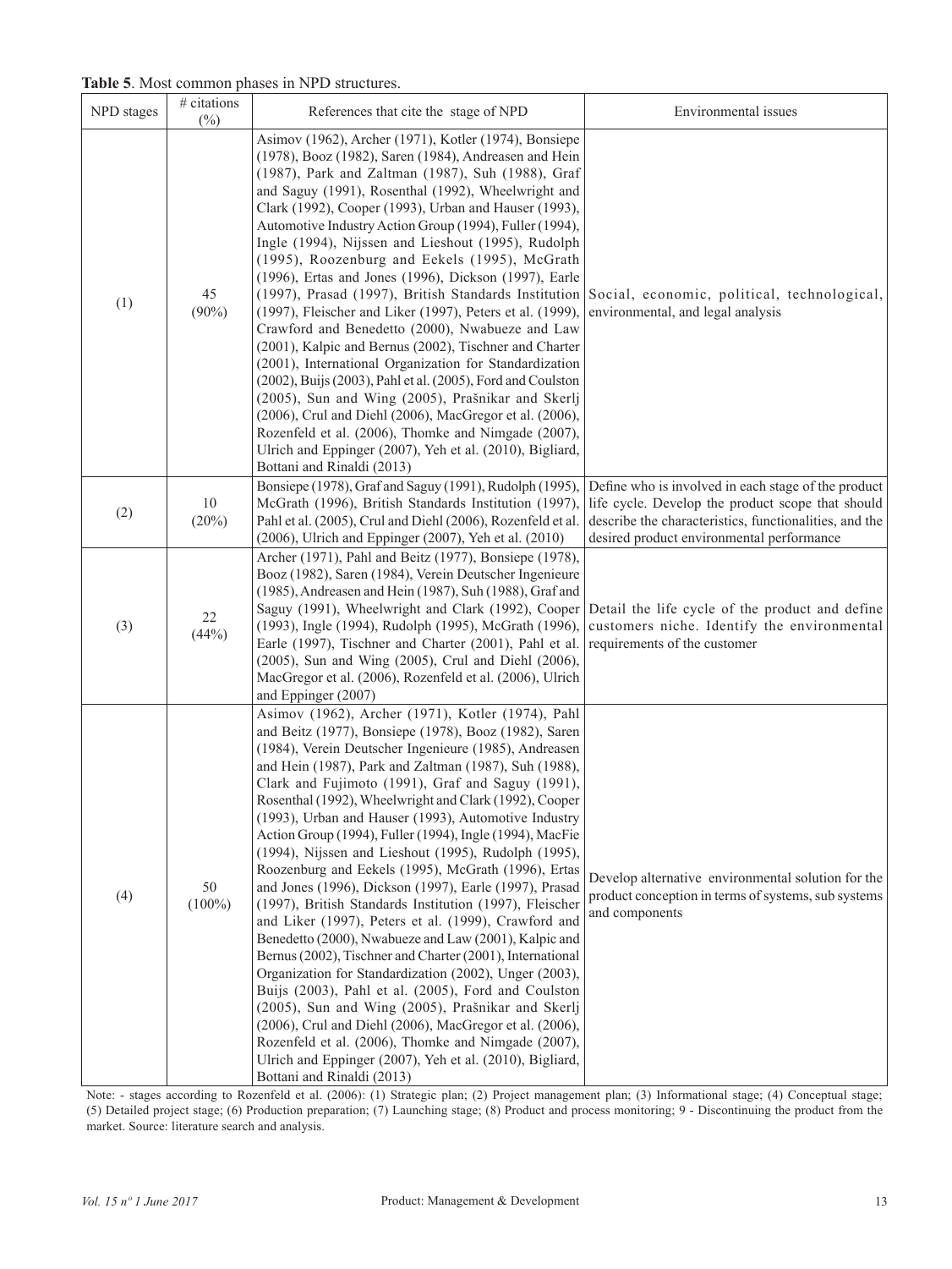**Table 5**. Most common phases in NPD structures.

| NPD stages | # citations (%) | References that cite the stage of NPD | Environmental issues |
|---|---|---|---|
| (1) | 45 (90%) | Asimov (1962), Archer (1971), Kotler (1974), Bonsiepe (1978), Booz (1982), Saren (1984), Andreasen and Hein (1987), Park and Zaltman (1987), Suh (1988), Graf and Saguy (1991), Rosenthal (1992), Wheelwright and Clark (1992), Cooper (1993), Urban and Hauser (1993), Automotive Industry Action Group (1994), Fuller (1994), Ingle (1994), Nijssen and Lieshout (1995), Rudolph (1995), Roozenburg and Eekels (1995), McGrath (1996), Ertas and Jones (1996), Dickson (1997), Earle (1997), Prasad (1997), British Standards Institution (1997), Fleischer and Liker (1997), Peters et al. (1999), Crawford and Benedetto (2000), Nwabueze and Law (2001), Kalpic and Bernus (2002), Tischner and Charter (2001), International Organization for Standardization (2002), Buijs (2003), Pahl et al. (2005), Ford and Coulston (2005), Sun and Wing (2005), Prašnikar and Skerlj (2006), Crul and Diehl (2006), MacGregor et al. (2006), Rozenfeld et al. (2006), Thomke and Nimgade (2007), Ulrich and Eppinger (2007), Yeh et al. (2010), Bigliard, Bottani and Rinaldi (2013) | Social, economic, political, technological, environmental, and legal analysis |
| (2) | 10 (20%) | Bonsiepe (1978), Graf and Saguy (1991), Rudolph (1995), McGrath (1996), British Standards Institution (1997), Pahl et al. (2005), Crul and Diehl (2006), Rozenfeld et al. (2006), Ulrich and Eppinger (2007), Yeh et al. (2010) | Define who is involved in each stage of the product life cycle. Develop the product scope that should describe the characteristics, functionalities, and the desired product environmental performance |
| (3) | 22 (44%) | Archer (1971), Pahl and Beitz (1977), Bonsiepe (1978), Booz (1982), Saren (1984), Verein Deutscher Ingenieure (1985), Andreasen and Hein (1987), Suh (1988), Graf and Saguy (1991), Wheelwright and Clark (1992), Cooper (1993), Ingle (1994), Rudolph (1995), McGrath (1996), Earle (1997), Tischner and Charter (2001), Pahl et al. (2005), Sun and Wing (2005), Crul and Diehl (2006), MacGregor et al. (2006), Rozenfeld et al. (2006), Ulrich and Eppinger (2007) | Detail the life cycle of the product and define customers niche. Identify the environmental requirements of the customer |
| (4) | 50 (100%) | Asimov (1962), Archer (1971), Kotler (1974), Pahl and Beitz (1977), Bonsiepe (1978), Booz (1982), Saren (1984), Verein Deutscher Ingenieure (1985), Andreasen and Hein (1987), Park and Zaltman (1987), Suh (1988), Clark and Fujimoto (1991), Graf and Saguy (1991), Rosenthal (1992), Wheelwright and Clark (1992), Cooper (1993), Urban and Hauser (1993), Automotive Industry Action Group (1994), Fuller (1994), Ingle (1994), MacFie (1994), Nijssen and Lieshout (1995), Rudolph (1995), Roozenburg and Eekels (1995), McGrath (1996), Ertas and Jones (1996), Dickson (1997), Earle (1997), Prasad (1997), British Standards Institution (1997), Fleischer and Liker (1997), Peters et al. (1999), Crawford and Benedetto (2000), Nwabueze and Law (2001), Kalpic and Bernus (2002), Tischner and Charter (2001), International Organization for Standardization (2002), Unger (2003), Buijs (2003), Pahl et al. (2005), Ford and Coulston (2005), Sun and Wing (2005), Prašnikar and Skerlj (2006), Crul and Diehl (2006), MacGregor et al. (2006), Rozenfeld et al. (2006), Thomke and Nimgade (2007), Ulrich and Eppinger (2007), Yeh et al. (2010), Bigliard, Bottani and Rinaldi (2013) | Develop alternative environmental solution for the product conception in terms of systems, sub systems and components |

Note: - stages according to Rozenfeld et al. (2006): (1) Strategic plan; (2) Project management plan; (3) Informational stage; (4) Conceptual stage; (5) Detailed project stage; (6) Production preparation; (7) Launching stage; (8) Product and process monitoring; 9 - Discontinuing the product from the market. Source: literature search and analysis.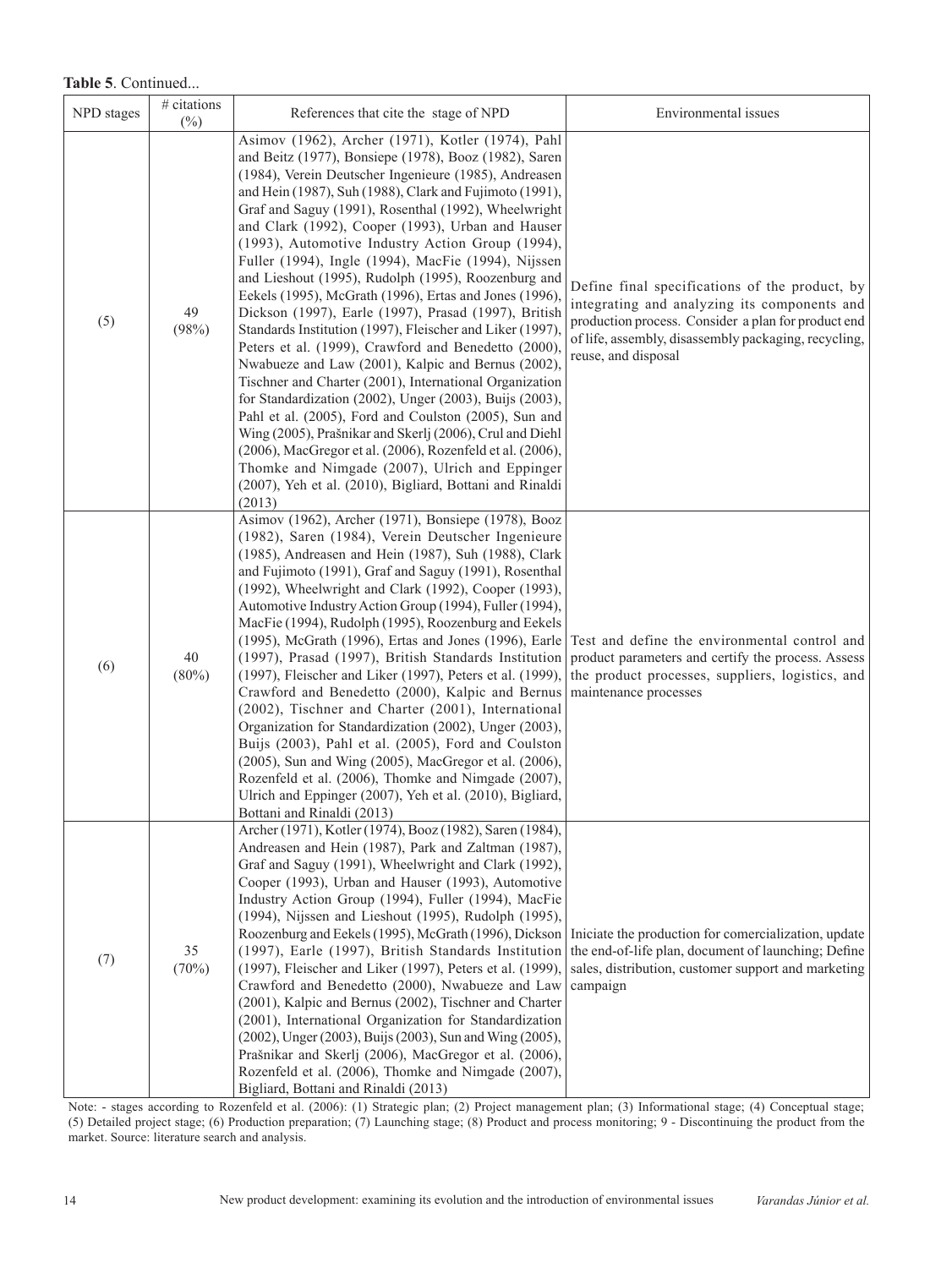**Table 5**. Continued...

| NPD stages | # citations (%) | References that cite the stage of NPD | Environmental issues |
|---|---|---|---|
| (5) | 49 (98%) | Asimov (1962), Archer (1971), Kotler (1974), Pahl and Beitz (1977), Bonsiepe (1978), Booz (1982), Saren (1984), Verein Deutscher Ingenieure (1985), Andreasen and Hein (1987), Suh (1988), Clark and Fujimoto (1991), Graf and Saguy (1991), Rosenthal (1992), Wheelwright and Clark (1992), Cooper (1993), Urban and Hauser (1993), Automotive Industry Action Group (1994), Fuller (1994), Ingle (1994), MacFie (1994), Nijssen and Lieshout (1995), Rudolph (1995), Roozenburg and Eekels (1995), McGrath (1996), Ertas and Jones (1996), Dickson (1997), Earle (1997), Prasad (1997), British Standards Institution (1997), Fleischer and Liker (1997), Peters et al. (1999), Crawford and Benedetto (2000), Nwabueze and Law (2001), Kalpic and Bernus (2002), Tischner and Charter (2001), International Organization for Standardization (2002), Unger (2003), Buijs (2003), Pahl et al. (2005), Ford and Coulston (2005), Sun and Wing (2005), Prašnikar and Skerlj (2006), Crul and Diehl (2006), MacGregor et al. (2006), Rozenfeld et al. (2006), Thomke and Nimgade (2007), Ulrich and Eppinger (2007), Yeh et al. (2010), Bigliard, Bottani and Rinaldi (2013) | Define final specifications of the product, by integrating and analyzing its components and production process. Consider a plan for product end of life, assembly, disassembly packaging, recycling, reuse, and disposal |
| (6) | 40 (80%) | Asimov (1962), Archer (1971), Bonsiepe (1978), Booz (1982), Saren (1984), Verein Deutscher Ingenieure (1985), Andreasen and Hein (1987), Suh (1988), Clark and Fujimoto (1991), Graf and Saguy (1991), Rosenthal (1992), Wheelwright and Clark (1992), Cooper (1993), Automotive Industry Action Group (1994), Fuller (1994), MacFie (1994), Rudolph (1995), Roozenburg and Eekels (1995), McGrath (1996), Ertas and Jones (1996), Earle (1997), Prasad (1997), British Standards Institution (1997), Fleischer and Liker (1997), Peters et al. (1999), Crawford and Benedetto (2000), Kalpic and Bernus (2002), Tischner and Charter (2001), International Organization for Standardization (2002), Unger (2003), Buijs (2003), Pahl et al. (2005), Ford and Coulston (2005), Sun and Wing (2005), MacGregor et al. (2006), Rozenfeld et al. (2006), Thomke and Nimgade (2007), Ulrich and Eppinger (2007), Yeh et al. (2010), Bigliard, Bottani and Rinaldi (2013) | Test and define the environmental control and product parameters and certify the process. Assess the product processes, suppliers, logistics, and maintenance processes |
| (7) | 35 (70%) | Archer (1971), Kotler (1974), Booz (1982), Saren (1984), Andreasen and Hein (1987), Park and Zaltman (1987), Graf and Saguy (1991), Wheelwright and Clark (1992), Cooper (1993), Urban and Hauser (1993), Automotive Industry Action Group (1994), Fuller (1994), MacFie (1994), Nijssen and Lieshout (1995), Rudolph (1995), Roozenburg and Eekels (1995), McGrath (1996), Dickson (1997), Earle (1997), British Standards Institution (1997), Fleischer and Liker (1997), Peters et al. (1999), Crawford and Benedetto (2000), Nwabueze and Law (2001), Kalpic and Bernus (2002), Tischner and Charter (2001), International Organization for Standardization (2002), Unger (2003), Buijs (2003), Sun and Wing (2005), Prašnikar and Skerlj (2006), MacGregor et al. (2006), Rozenfeld et al. (2006), Thomke and Nimgade (2007), Bigliard, Bottani and Rinaldi (2013) | Iniciate the production for comercialization, update the end-of-life plan, document of launching; Define sales, distribution, customer support and marketing campaign |

Note: - stages according to Rozenfeld et al. (2006): (1) Strategic plan; (2) Project management plan; (3) Informational stage; (4) Conceptual stage; (5) Detailed project stage; (6) Production preparation; (7) Launching stage; (8) Product and process monitoring; 9 - Discontinuing the product from the market. Source: literature search and analysis.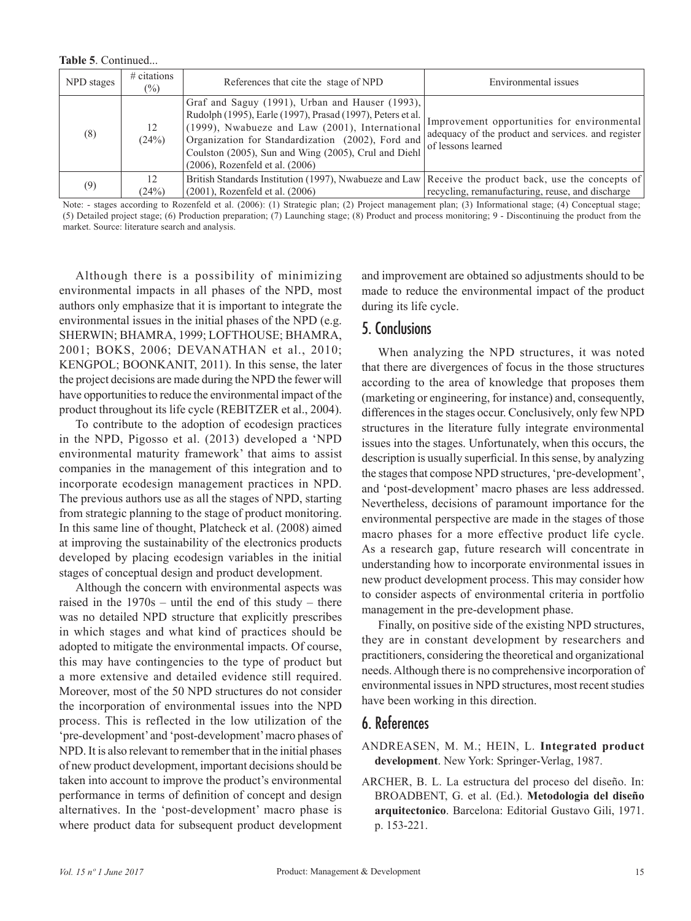**Table 5**. Continued...

| NPD stages | # citations (%) | References that cite the stage of NPD | Environmental issues |
|---|---|---|---|
| (8) | 12 (24%) | Graf and Saguy (1991), Urban and Hauser (1993), Rudolph (1995), Earle (1997), Prasad (1997), Peters et al. (1999), Nwabueze and Law (2001), International Organization for Standardization (2002), Ford and Coulston (2005), Sun and Wing (2005), Crul and Diehl (2006), Rozenfeld et al. (2006) | Improvement opportunities for environmental adequacy of the product and services. and register of lessons learned |
| (9) | 12 (24%) | British Standards Institution (1997), Nwabueze and Law (2001), Rozenfeld et al. (2006) | Receive the product back, use the concepts of recycling, remanufacturing, reuse, and discharge |

Note: - stages according to Rozenfeld et al. (2006): (1) Strategic plan; (2) Project management plan; (3) Informational stage; (4) Conceptual stage; (5) Detailed project stage; (6) Production preparation; (7) Launching stage; (8) Product and process monitoring; 9 - Discontinuing the product from the market. Source: literature search and analysis.

Although there is a possibility of minimizing environmental impacts in all phases of the NPD, most authors only emphasize that it is important to integrate the environmental issues in the initial phases of the NPD (e.g. SHERWIN; BHAMRA, 1999; LOFTHOUSE; BHAMRA, 2001; BOKS, 2006; DEVANATHAN et al., 2010; KENGPOL; BOONKANIT, 2011). In this sense, the later the project decisions are made during the NPD the fewer will have opportunities to reduce the environmental impact of the product throughout its life cycle (REBITZER et al., 2004).

To contribute to the adoption of ecodesign practices in the NPD, Pigosso et al. (2013) developed a 'NPD environmental maturity framework' that aims to assist companies in the management of this integration and to incorporate ecodesign management practices in NPD. The previous authors use as all the stages of NPD, starting from strategic planning to the stage of product monitoring. In this same line of thought, Platcheck et al. (2008) aimed at improving the sustainability of the electronics products developed by placing ecodesign variables in the initial stages of conceptual design and product development.

Although the concern with environmental aspects was raised in the 1970s – until the end of this study – there was no detailed NPD structure that explicitly prescribes in which stages and what kind of practices should be adopted to mitigate the environmental impacts. Of course, this may have contingencies to the type of product but a more extensive and detailed evidence still required. Moreover, most of the 50 NPD structures do not consider the incorporation of environmental issues into the NPD process. This is reflected in the low utilization of the 'pre-development' and 'post-development' macro phases of NPD. It is also relevant to remember that in the initial phases of new product development, important decisions should be taken into account to improve the product's environmental performance in terms of definition of concept and design alternatives. In the 'post-development' macro phase is where product data for subsequent product development and improvement are obtained so adjustments should to be made to reduce the environmental impact of the product during its life cycle.

## 5. Conclusions

When analyzing the NPD structures, it was noted that there are divergences of focus in the those structures according to the area of knowledge that proposes them (marketing or engineering, for instance) and, consequently, differences in the stages occur. Conclusively, only few NPD structures in the literature fully integrate environmental issues into the stages. Unfortunately, when this occurs, the description is usually superficial. In this sense, by analyzing the stages that compose NPD structures, 'pre-development', and 'post-development' macro phases are less addressed. Nevertheless, decisions of paramount importance for the environmental perspective are made in the stages of those macro phases for a more effective product life cycle. As a research gap, future research will concentrate in understanding how to incorporate environmental issues in new product development process. This may consider how to consider aspects of environmental criteria in portfolio management in the pre-development phase.

Finally, on positive side of the existing NPD structures, they are in constant development by researchers and practitioners, considering the theoretical and organizational needs. Although there is no comprehensive incorporation of environmental issues in NPD structures, most recent studies have been working in this direction.

## 6. References

ANDREASEN, M. M.; HEIN, L. **Integrated product development**. New York: Springer-Verlag, 1987.

ARCHER, B. L. La estructura del proceso del diseño. In: BROADBENT, G. et al. (Ed.). **Metodologia del diseño arquitectonico**. Barcelona: Editorial Gustavo Gili, 1971. p. 153-221.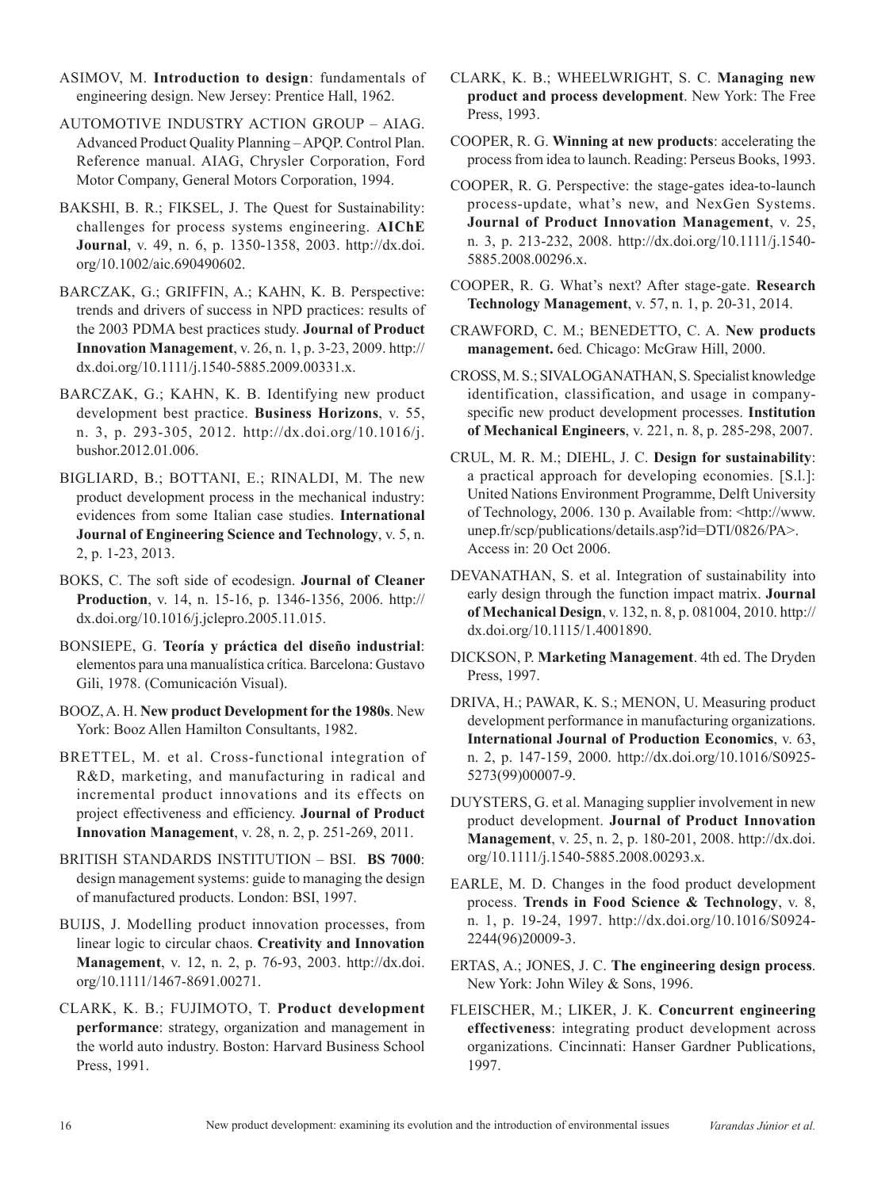ASIMOV, M. **Introduction to design**: fundamentals of engineering design. New Jersey: Prentice Hall, 1962.

AUTOMOTIVE INDUSTRY ACTION GROUP – AIAG. Advanced Product Quality Planning – APQP. Control Plan. Reference manual. AIAG, Chrysler Corporation, Ford Motor Company, General Motors Corporation, 1994.

BAKSHI, B. R.; FIKSEL, J. The Quest for Sustainability: challenges for process systems engineering. **AIChE Journal**, v. 49, n. 6, p. 1350-1358, 2003. http://dx.doi.org/10.1002/aic.690490602.

BARCZAK, G.; GRIFFIN, A.; KAHN, K. B. Perspective: trends and drivers of success in NPD practices: results of the 2003 PDMA best practices study. **Journal of Product Innovation Management**, v. 26, n. 1, p. 3-23, 2009. http://dx.doi.org/10.1111/j.1540-5885.2009.00331.x.

BARCZAK, G.; KAHN, K. B. Identifying new product development best practice. **Business Horizons**, v. 55, n. 3, p. 293-305, 2012. http://dx.doi.org/10.1016/j.bushor.2012.01.006.

BIGLIARD, B.; BOTTANI, E.; RINALDI, M. The new product development process in the mechanical industry: evidences from some Italian case studies. **International Journal of Engineering Science and Technology**, v. 5, n. 2, p. 1-23, 2013.

BOKS, C. The soft side of ecodesign. **Journal of Cleaner Production**, v. 14, n. 15-16, p. 1346-1356, 2006. http://dx.doi.org/10.1016/j.jclepro.2005.11.015.

BONSIEPE, G. **Teoría y práctica del diseño industrial**: elementos para una manualística crítica. Barcelona: Gustavo Gili, 1978. (Comunicación Visual).

BOOZ, A. H. **New product Development for the 1980s**. New York: Booz Allen Hamilton Consultants, 1982.

BRETTEL, M. et al. Cross-functional integration of R&D, marketing, and manufacturing in radical and incremental product innovations and its effects on project effectiveness and efficiency. **Journal of Product Innovation Management**, v. 28, n. 2, p. 251-269, 2011.

BRITISH STANDARDS INSTITUTION – BSI. **BS 7000**: design management systems: guide to managing the design of manufactured products. London: BSI, 1997.

BUIJS, J. Modelling product innovation processes, from linear logic to circular chaos. **Creativity and Innovation Management**, v. 12, n. 2, p. 76-93, 2003. http://dx.doi.org/10.1111/1467-8691.00271.

CLARK, K. B.; FUJIMOTO, T. **Product development performance**: strategy, organization and management in the world auto industry. Boston: Harvard Business School Press, 1991.

CLARK, K. B.; WHEELWRIGHT, S. C. **Managing new product and process development**. New York: The Free Press, 1993.

COOPER, R. G. **Winning at new products**: accelerating the process from idea to launch. Reading: Perseus Books, 1993.

COOPER, R. G. Perspective: the stage-gates idea-to-launch process-update, what's new, and NexGen Systems. **Journal of Product Innovation Management**, v. 25, n. 3, p. 213-232, 2008. http://dx.doi.org/10.1111/j.1540-5885.2008.00296.x.

COOPER, R. G. What's next? After stage-gate. **Research Technology Management**, v. 57, n. 1, p. 20-31, 2014.

CRAWFORD, C. M.; BENEDETTO, C. A. **New products management.** 6ed. Chicago: McGraw Hill, 2000.

CROSS, M. S.; SIVALOGANATHAN, S. Specialist knowledge identification, classification, and usage in company-specific new product development processes. **Institution of Mechanical Engineers**, v. 221, n. 8, p. 285-298, 2007.

CRUL, M. R. M.; DIEHL, J. C. **Design for sustainability**: a practical approach for developing economies. [S.l.]: United Nations Environment Programme, Delft University of Technology, 2006. 130 p. Available from: <http://www.unep.fr/scp/publications/details.asp?id=DTI/0826/PA>. Access in: 20 Oct 2006.

DEVANATHAN, S. et al. Integration of sustainability into early design through the function impact matrix. **Journal of Mechanical Design**, v. 132, n. 8, p. 081004, 2010. http://dx.doi.org/10.1115/1.4001890.

DICKSON, P. **Marketing Management**. 4th ed. The Dryden Press, 1997.

DRIVA, H.; PAWAR, K. S.; MENON, U. Measuring product development performance in manufacturing organizations. **International Journal of Production Economics**, v. 63, n. 2, p. 147-159, 2000. http://dx.doi.org/10.1016/S0925-5273(99)00007-9.

DUYSTERS, G. et al. Managing supplier involvement in new product development. **Journal of Product Innovation Management**, v. 25, n. 2, p. 180-201, 2008. http://dx.doi.org/10.1111/j.1540-5885.2008.00293.x.

EARLE, M. D. Changes in the food product development process. **Trends in Food Science & Technology**, v. 8, n. 1, p. 19-24, 1997. http://dx.doi.org/10.1016/S0924-2244(96)20009-3.

ERTAS, A.; JONES, J. C. **The engineering design process**. New York: John Wiley & Sons, 1996.

FLEISCHER, M.; LIKER, J. K. **Concurrent engineering effectiveness**: integrating product development across organizations. Cincinnati: Hanser Gardner Publications, 1997.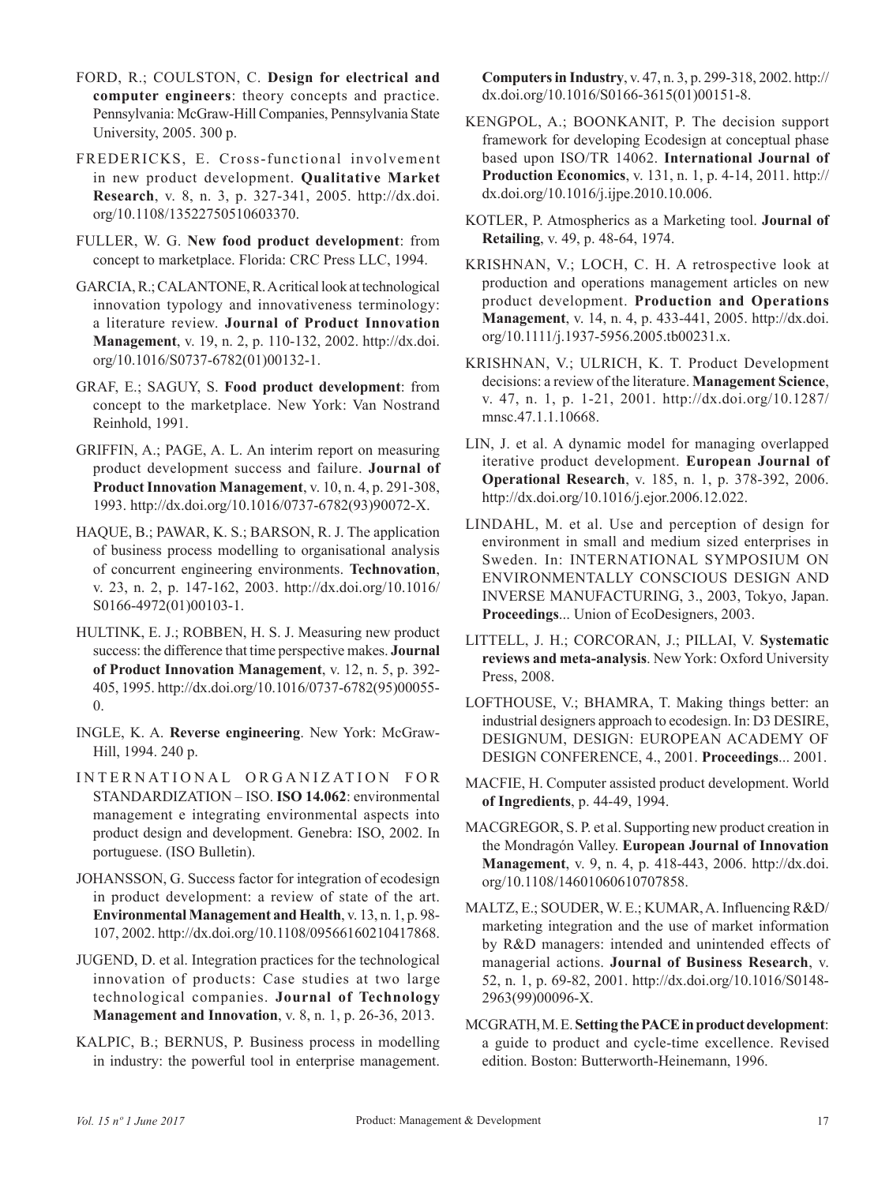FORD, R.; COULSTON, C. **Design for electrical and computer engineers**: theory concepts and practice. Pennsylvania: McGraw-Hill Companies, Pennsylvania State University, 2005. 300 p.

FREDERICKS, E. Cross-functional involvement in new product development. **Qualitative Market Research**, v. 8, n. 3, p. 327-341, 2005. http://dx.doi.org/10.1108/13522750510603370.

FULLER, W. G. **New food product development**: from concept to marketplace. Florida: CRC Press LLC, 1994.

GARCIA, R.; CALANTONE, R. A critical look at technological innovation typology and innovativeness terminology: a literature review. **Journal of Product Innovation Management**, v. 19, n. 2, p. 110-132, 2002. http://dx.doi.org/10.1016/S0737-6782(01)00132-1.

GRAF, E.; SAGUY, S. **Food product development**: from concept to the marketplace. New York: Van Nostrand Reinhold, 1991.

GRIFFIN, A.; PAGE, A. L. An interim report on measuring product development success and failure. **Journal of Product Innovation Management**, v. 10, n. 4, p. 291-308, 1993. http://dx.doi.org/10.1016/0737-6782(93)90072-X.

HAQUE, B.; PAWAR, K. S.; BARSON, R. J. The application of business process modelling to organisational analysis of concurrent engineering environments. **Technovation**, v. 23, n. 2, p. 147-162, 2003. http://dx.doi.org/10.1016/S0166-4972(01)00103-1.

HULTINK, E. J.; ROBBEN, H. S. J. Measuring new product success: the difference that time perspective makes. **Journal of Product Innovation Management**, v. 12, n. 5, p. 392-405, 1995. http://dx.doi.org/10.1016/0737-6782(95)00055-0.

INGLE, K. A. **Reverse engineering**. New York: McGraw-Hill, 1994. 240 p.

INTERNATIONAL ORGANIZATION FOR STANDARDIZATION – ISO. **ISO 14.062**: environmental management e integrating environmental aspects into product design and development. Genebra: ISO, 2002. In portuguese. (ISO Bulletin).

JOHANSSON, G. Success factor for integration of ecodesign in product development: a review of state of the art. **Environmental Management and Health**, v. 13, n. 1, p. 98-107, 2002. http://dx.doi.org/10.1108/09566160210417868.

JUGEND, D. et al. Integration practices for the technological innovation of products: Case studies at two large technological companies. **Journal of Technology Management and Innovation**, v. 8, n. 1, p. 26-36, 2013.

KALPIC, B.; BERNUS, P. Business process in modelling in industry: the powerful tool in enterprise management. **Computers in Industry**, v. 47, n. 3, p. 299-318, 2002. http://dx.doi.org/10.1016/S0166-3615(01)00151-8.

KENGPOL, A.; BOONKANIT, P. The decision support framework for developing Ecodesign at conceptual phase based upon ISO/TR 14062. **International Journal of Production Economics**, v. 131, n. 1, p. 4-14, 2011. http://dx.doi.org/10.1016/j.ijpe.2010.10.006.

KOTLER, P. Atmospherics as a Marketing tool. **Journal of Retailing**, v. 49, p. 48-64, 1974.

KRISHNAN, V.; LOCH, C. H. A retrospective look at production and operations management articles on new product development. **Production and Operations Management**, v. 14, n. 4, p. 433-441, 2005. http://dx.doi.org/10.1111/j.1937-5956.2005.tb00231.x.

KRISHNAN, V.; ULRICH, K. T. Product Development decisions: a review of the literature. **Management Science**, v. 47, n. 1, p. 1-21, 2001. http://dx.doi.org/10.1287/mnsc.47.1.1.10668.

LIN, J. et al. A dynamic model for managing overlapped iterative product development. **European Journal of Operational Research**, v. 185, n. 1, p. 378-392, 2006. http://dx.doi.org/10.1016/j.ejor.2006.12.022.

LINDAHL, M. et al. Use and perception of design for environment in small and medium sized enterprises in Sweden. In: INTERNATIONAL SYMPOSIUM ON ENVIRONMENTALLY CONSCIOUS DESIGN AND INVERSE MANUFACTURING, 3., 2003, Tokyo, Japan. **Proceedings**... Union of EcoDesigners, 2003.

LITTELL, J. H.; CORCORAN, J.; PILLAI, V. **Systematic reviews and meta-analysis**. New York: Oxford University Press, 2008.

LOFTHOUSE, V.; BHAMRA, T. Making things better: an industrial designers approach to ecodesign. In: D3 DESIRE, DESIGNUM, DESIGN: EUROPEAN ACADEMY OF DESIGN CONFERENCE, 4., 2001. **Proceedings**... 2001.

MACFIE, H. Computer assisted product development. World **of Ingredients**, p. 44-49, 1994.

MACGREGOR, S. P. et al. Supporting new product creation in the Mondragón Valley. **European Journal of Innovation Management**, v. 9, n. 4, p. 418-443, 2006. http://dx.doi.org/10.1108/14601060610707858.

MALTZ, E.; SOUDER, W. E.; KUMAR, A. Influencing R&D/marketing integration and the use of market information by R&D managers: intended and unintended effects of managerial actions. **Journal of Business Research**, v. 52, n. 1, p. 69-82, 2001. http://dx.doi.org/10.1016/S0148-2963(99)00096-X.

MCGRATH, M. E. **Setting the PACE in product development**: a guide to product and cycle-time excellence. Revised edition. Boston: Butterworth-Heinemann, 1996.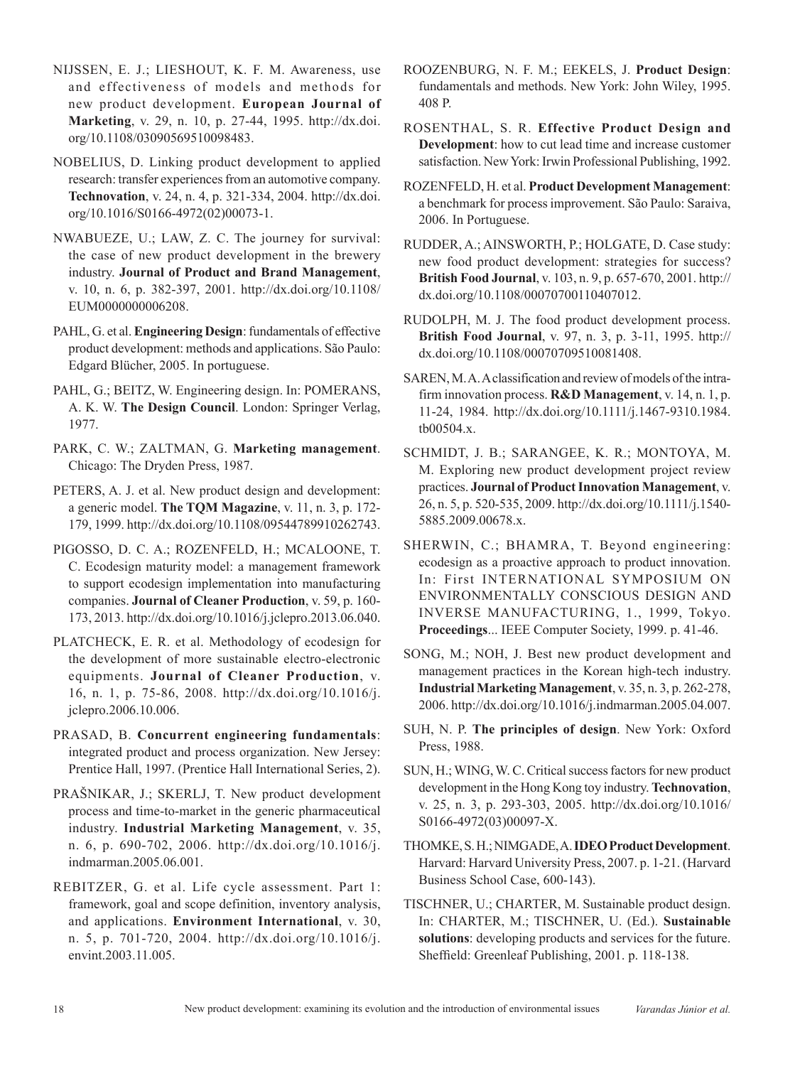NIJSSEN, E. J.; LIESHOUT, K. F. M. Awareness, use and effectiveness of models and methods for new product development. **European Journal of Marketing**, v. 29, n. 10, p. 27-44, 1995. http://dx.doi.org/10.1108/03090569510098483.

NOBELIUS, D. Linking product development to applied research: transfer experiences from an automotive company. **Technovation**, v. 24, n. 4, p. 321-334, 2004. http://dx.doi.org/10.1016/S0166-4972(02)00073-1.

NWABUEZE, U.; LAW, Z. C. The journey for survival: the case of new product development in the brewery industry. **Journal of Product and Brand Management**, v. 10, n. 6, p. 382-397, 2001. http://dx.doi.org/10.1108/EUM0000000006208.

PAHL, G. et al. **Engineering Design**: fundamentals of effective product development: methods and applications. São Paulo: Edgard Blücher, 2005. In portuguese.

PAHL, G.; BEITZ, W. Engineering design. In: POMERANS, A. K. W. **The Design Council**. London: Springer Verlag, 1977.

PARK, C. W.; ZALTMAN, G. **Marketing management**. Chicago: The Dryden Press, 1987.

PETERS, A. J. et al. New product design and development: a generic model. **The TQM Magazine**, v. 11, n. 3, p. 172-179, 1999. http://dx.doi.org/10.1108/09544789910262743.

PIGOSSO, D. C. A.; ROZENFELD, H.; MCALOONE, T. C. Ecodesign maturity model: a management framework to support ecodesign implementation into manufacturing companies. **Journal of Cleaner Production**, v. 59, p. 160-173, 2013. http://dx.doi.org/10.1016/j.jclepro.2013.06.040.

PLATCHECK, E. R. et al. Methodology of ecodesign for the development of more sustainable electro-electronic equipments. **Journal of Cleaner Production**, v. 16, n. 1, p. 75-86, 2008. http://dx.doi.org/10.1016/j.jclepro.2006.10.006.

PRASAD, B. **Concurrent engineering fundamentals**: integrated product and process organization. New Jersey: Prentice Hall, 1997. (Prentice Hall International Series, 2).

PRAŠNIKAR, J.; SKERLJ, T. New product development process and time-to-market in the generic pharmaceutical industry. **Industrial Marketing Management**, v. 35, n. 6, p. 690-702, 2006. http://dx.doi.org/10.1016/j.indmarman.2005.06.001.

REBITZER, G. et al. Life cycle assessment. Part 1: framework, goal and scope definition, inventory analysis, and applications. **Environment International**, v. 30, n. 5, p. 701-720, 2004. http://dx.doi.org/10.1016/j.envint.2003.11.005.

ROOZENBURG, N. F. M.; EEKELS, J. **Product Design**: fundamentals and methods. New York: John Wiley, 1995. 408 P.

ROSENTHAL, S. R. **Effective Product Design and Development**: how to cut lead time and increase customer satisfaction. New York: Irwin Professional Publishing, 1992.

ROZENFELD, H. et al. **Product Development Management**: a benchmark for process improvement. São Paulo: Saraiva, 2006. In Portuguese.

RUDDER, A.; AINSWORTH, P.; HOLGATE, D. Case study: new food product development: strategies for success? **British Food Journal**, v. 103, n. 9, p. 657-670, 2001. http://dx.doi.org/10.1108/00070700110407012.

RUDOLPH, M. J. The food product development process. **British Food Journal**, v. 97, n. 3, p. 3-11, 1995. http://dx.doi.org/10.1108/00070709510081408.

SAREN, M. A. A classification and review of models of the intra-firm innovation process. **R&D Management**, v. 14, n. 1, p. 11-24, 1984. http://dx.doi.org/10.1111/j.1467-9310.1984.tb00504.x.

SCHMIDT, J. B.; SARANGEE, K. R.; MONTOYA, M. M. Exploring new product development project review practices. **Journal of Product Innovation Management**, v. 26, n. 5, p. 520-535, 2009. http://dx.doi.org/10.1111/j.1540-5885.2009.00678.x.

SHERWIN, C.; BHAMRA, T. Beyond engineering: ecodesign as a proactive approach to product innovation. In: First INTERNATIONAL SYMPOSIUM ON ENVIRONMENTALLY CONSCIOUS DESIGN AND INVERSE MANUFACTURING, 1., 1999, Tokyo. **Proceedings**... IEEE Computer Society, 1999. p. 41-46.

SONG, M.; NOH, J. Best new product development and management practices in the Korean high-tech industry. **Industrial Marketing Management**, v. 35, n. 3, p. 262-278, 2006. http://dx.doi.org/10.1016/j.indmarman.2005.04.007.

SUH, N. P. **The principles of design**. New York: Oxford Press, 1988.

SUN, H.; WING, W. C. Critical success factors for new product development in the Hong Kong toy industry. **Technovation**, v. 25, n. 3, p. 293-303, 2005. http://dx.doi.org/10.1016/S0166-4972(03)00097-X.

THOMKE, S. H.; NIMGADE, A. **IDEO Product Development**. Harvard: Harvard University Press, 2007. p. 1-21. (Harvard Business School Case, 600-143).

TISCHNER, U.; CHARTER, M. Sustainable product design. In: CHARTER, M.; TISCHNER, U. (Ed.). **Sustainable solutions**: developing products and services for the future. Sheffield: Greenleaf Publishing, 2001. p. 118-138.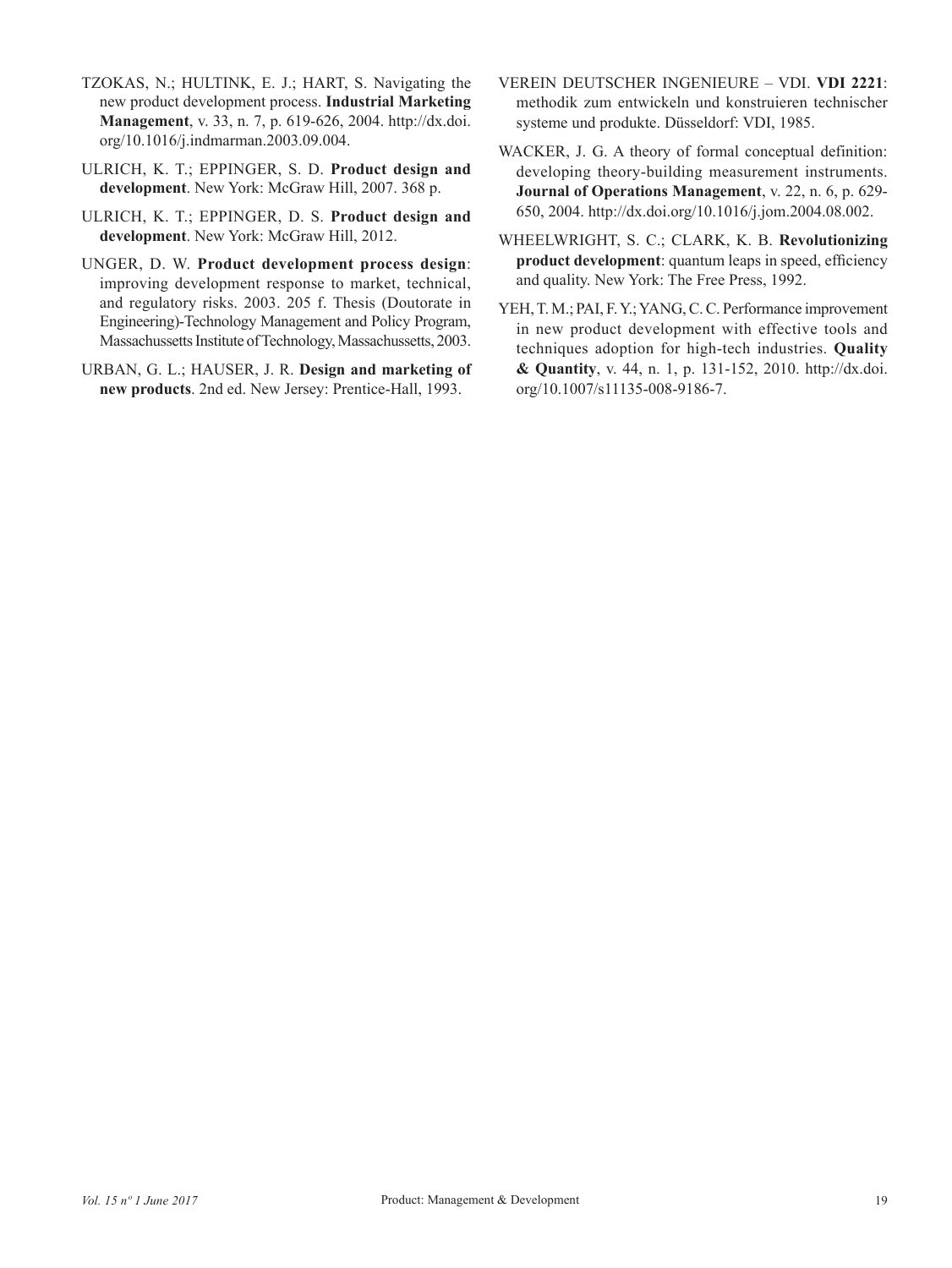TZOKAS, N.; HULTINK, E. J.; HART, S. Navigating the new product development process. **Industrial Marketing Management**, v. 33, n. 7, p. 619-626, 2004. http://dx.doi.org/10.1016/j.indmarman.2003.09.004.

ULRICH, K. T.; EPPINGER, S. D. **Product design and development**. New York: McGraw Hill, 2007. 368 p.

ULRICH, K. T.; EPPINGER, D. S. **Product design and development**. New York: McGraw Hill, 2012.

UNGER, D. W. **Product development process design**: improving development response to market, technical, and regulatory risks. 2003. 205 f. Thesis (Doutorate in Engineering)-Technology Management and Policy Program, Massachussetts Institute of Technology, Massachussetts, 2003.

URBAN, G. L.; HAUSER, J. R. **Design and marketing of new products**. 2nd ed. New Jersey: Prentice-Hall, 1993.

VEREIN DEUTSCHER INGENIEURE – VDI. **VDI 2221**: methodik zum entwickeln und konstruieren technischer systeme und produkte. Düsseldorf: VDI, 1985.

WACKER, J. G. A theory of formal conceptual definition: developing theory-building measurement instruments. **Journal of Operations Management**, v. 22, n. 6, p. 629-650, 2004. http://dx.doi.org/10.1016/j.jom.2004.08.002.

WHEELWRIGHT, S. C.; CLARK, K. B. **Revolutionizing product development**: quantum leaps in speed, efficiency and quality. New York: The Free Press, 1992.

YEH, T. M.; PAI, F. Y.; YANG, C. C. Performance improvement in new product development with effective tools and techniques adoption for high-tech industries. **Quality & Quantity**, v. 44, n. 1, p. 131-152, 2010. http://dx.doi.org/10.1007/s11135-008-9186-7.